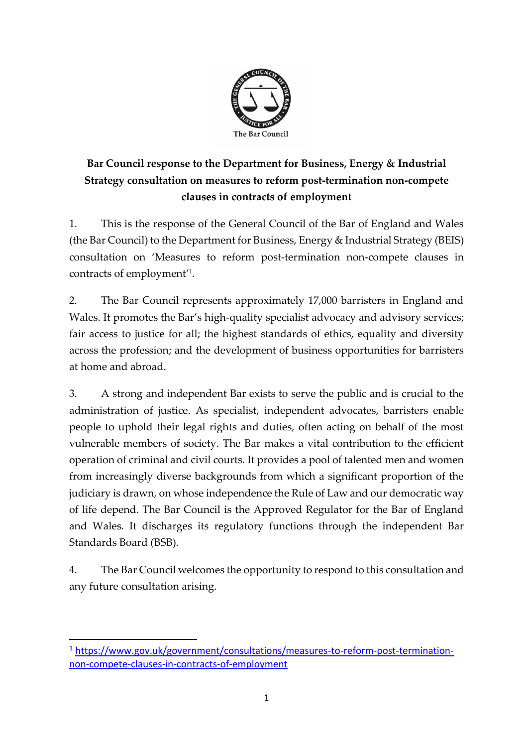The Bar Council

**Bar Council response to the Department for Business, Energy & Industrial Strategy consultation on measures to reform post-termination non-compete clauses in contracts of employment**

1. This is the response of the General Council of the Bar of England and Wales (the Bar Council) to the Department for Business, Energy & Industrial Strategy (BEIS) consultation on 'Measures to reform post-termination non-compete clauses in contracts of employment'[1].

2. The Bar Council represents approximately 17,000 barristers in England and Wales. It promotes the Bar's high-quality specialist advocacy and advisory services; fair access to justice for all; the highest standards of ethics, equality and diversity across the profession; and the development of business opportunities for barristers at home and abroad.

3. A strong and independent Bar exists to serve the public and is crucial to the administration of justice. As specialist, independent advocates, barristers enable people to uphold their legal rights and duties, often acting on behalf of the most vulnerable members of society. The Bar makes a vital contribution to the efficient operation of criminal and civil courts. It provides a pool of talented men and women from increasingly diverse backgrounds from which a significant proportion of the judiciary is drawn, on whose independence the Rule of Law and our democratic way of life depend. The Bar Council is the Approved Regulator for the Bar of England and Wales. It discharges its regulatory functions through the independent Bar Standards Board (BSB).

4. The Bar Council welcomes the opportunity to respond to this consultation and any future consultation arising.

---

[1] https://www.gov.uk/government/consultations/measures-to-reform-post-termination-non-compete-clauses-in-contracts-of-employment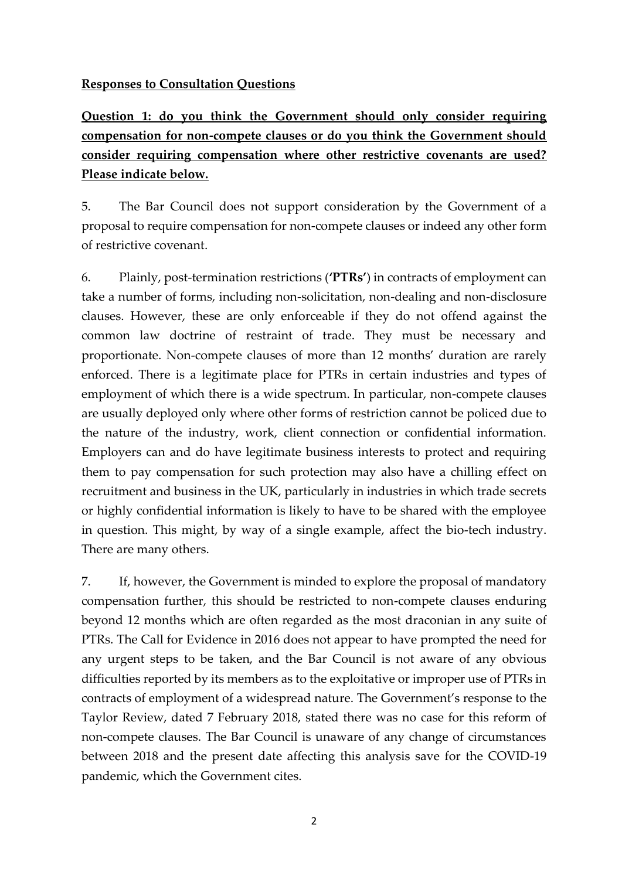**Responses to Consultation Questions**

**Question 1: do you think the Government should only consider requiring compensation for non-compete clauses or do you think the Government should consider requiring compensation where other restrictive covenants are used? Please indicate below.**

5. The Bar Council does not support consideration by the Government of a proposal to require compensation for non-compete clauses or indeed any other form of restrictive covenant.

6. Plainly, post-termination restrictions (**'PTRs'**) in contracts of employment can take a number of forms, including non-solicitation, non-dealing and non-disclosure clauses. However, these are only enforceable if they do not offend against the common law doctrine of restraint of trade. They must be necessary and proportionate. Non-compete clauses of more than 12 months' duration are rarely enforced. There is a legitimate place for PTRs in certain industries and types of employment of which there is a wide spectrum. In particular, non-compete clauses are usually deployed only where other forms of restriction cannot be policed due to the nature of the industry, work, client connection or confidential information. Employers can and do have legitimate business interests to protect and requiring them to pay compensation for such protection may also have a chilling effect on recruitment and business in the UK, particularly in industries in which trade secrets or highly confidential information is likely to have to be shared with the employee in question. This might, by way of a single example, affect the bio-tech industry. There are many others.

7. If, however, the Government is minded to explore the proposal of mandatory compensation further, this should be restricted to non-compete clauses enduring beyond 12 months which are often regarded as the most draconian in any suite of PTRs. The Call for Evidence in 2016 does not appear to have prompted the need for any urgent steps to be taken, and the Bar Council is not aware of any obvious difficulties reported by its members as to the exploitative or improper use of PTRs in contracts of employment of a widespread nature. The Government's response to the Taylor Review, dated 7 February 2018, stated there was no case for this reform of non-compete clauses. The Bar Council is unaware of any change of circumstances between 2018 and the present date affecting this analysis save for the COVID-19 pandemic, which the Government cites.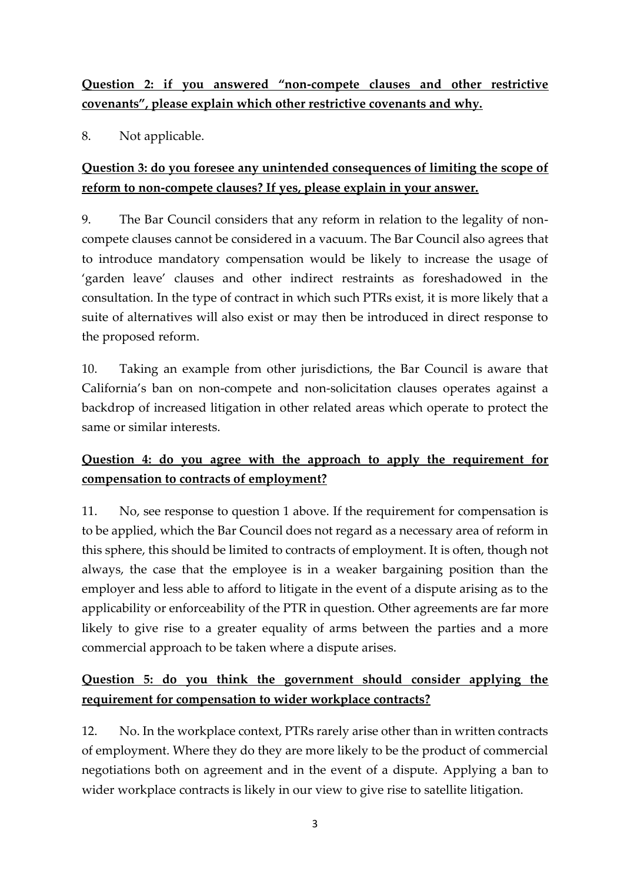**<u>Question 2: if you answered "non-compete clauses and other restrictive covenants", please explain which other restrictive covenants and why.</u>**

8. Not applicable.

**<u>Question 3: do you foresee any unintended consequences of limiting the scope of reform to non-compete clauses? If yes, please explain in your answer.</u>**

9. The Bar Council considers that any reform in relation to the legality of non-compete clauses cannot be considered in a vacuum. The Bar Council also agrees that to introduce mandatory compensation would be likely to increase the usage of 'garden leave' clauses and other indirect restraints as foreshadowed in the consultation. In the type of contract in which such PTRs exist, it is more likely that a suite of alternatives will also exist or may then be introduced in direct response to the proposed reform.

10. Taking an example from other jurisdictions, the Bar Council is aware that California's ban on non-compete and non-solicitation clauses operates against a backdrop of increased litigation in other related areas which operate to protect the same or similar interests.

**<u>Question 4: do you agree with the approach to apply the requirement for compensation to contracts of employment?</u>**

11. No, see response to question 1 above. If the requirement for compensation is to be applied, which the Bar Council does not regard as a necessary area of reform in this sphere, this should be limited to contracts of employment. It is often, though not always, the case that the employee is in a weaker bargaining position than the employer and less able to afford to litigate in the event of a dispute arising as to the applicability or enforceability of the PTR in question. Other agreements are far more likely to give rise to a greater equality of arms between the parties and a more commercial approach to be taken where a dispute arises.

**<u>Question 5: do you think the government should consider applying the requirement for compensation to wider workplace contracts?</u>**

12. No. In the workplace context, PTRs rarely arise other than in written contracts of employment. Where they do they are more likely to be the product of commercial negotiations both on agreement and in the event of a dispute. Applying a ban to wider workplace contracts is likely in our view to give rise to satellite litigation.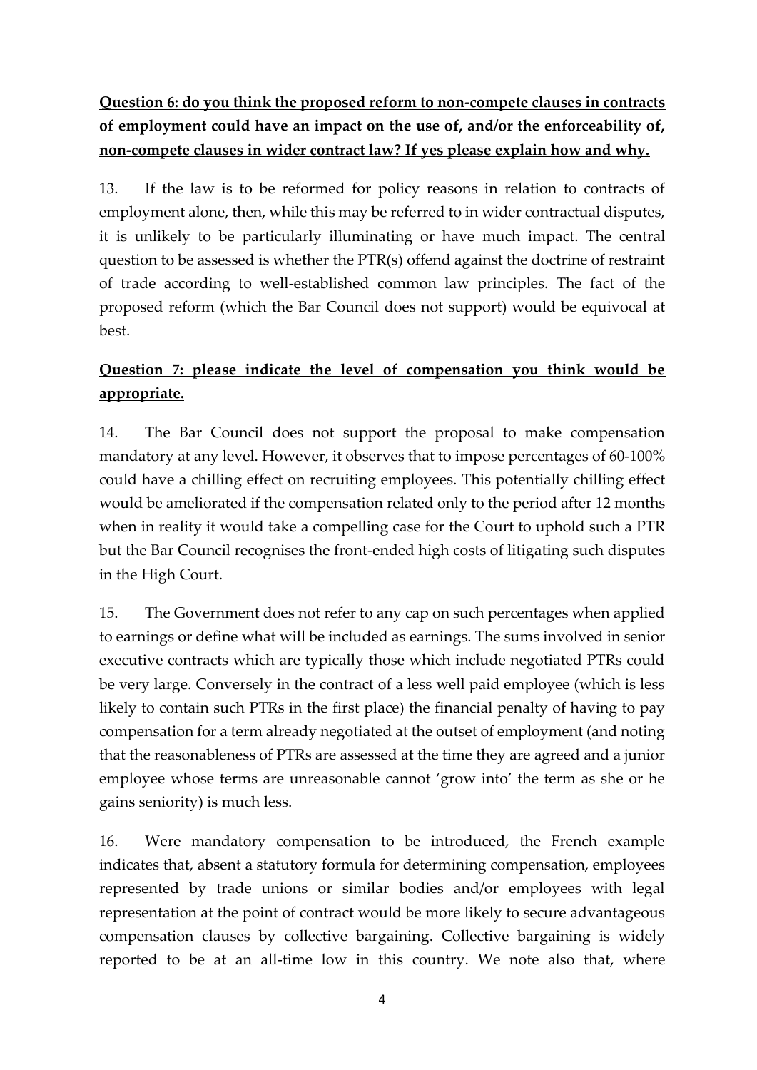**Question 6: do you think the proposed reform to non-compete clauses in contracts of employment could have an impact on the use of, and/or the enforceability of, non-compete clauses in wider contract law? If yes please explain how and why.**

13. If the law is to be reformed for policy reasons in relation to contracts of employment alone, then, while this may be referred to in wider contractual disputes, it is unlikely to be particularly illuminating or have much impact. The central question to be assessed is whether the PTR(s) offend against the doctrine of restraint of trade according to well-established common law principles. The fact of the proposed reform (which the Bar Council does not support) would be equivocal at best.

**Question 7: please indicate the level of compensation you think would be appropriate.**

14. The Bar Council does not support the proposal to make compensation mandatory at any level. However, it observes that to impose percentages of 60-100% could have a chilling effect on recruiting employees. This potentially chilling effect would be ameliorated if the compensation related only to the period after 12 months when in reality it would take a compelling case for the Court to uphold such a PTR but the Bar Council recognises the front-ended high costs of litigating such disputes in the High Court.

15. The Government does not refer to any cap on such percentages when applied to earnings or define what will be included as earnings. The sums involved in senior executive contracts which are typically those which include negotiated PTRs could be very large. Conversely in the contract of a less well paid employee (which is less likely to contain such PTRs in the first place) the financial penalty of having to pay compensation for a term already negotiated at the outset of employment (and noting that the reasonableness of PTRs are assessed at the time they are agreed and a junior employee whose terms are unreasonable cannot 'grow into' the term as she or he gains seniority) is much less.

16. Were mandatory compensation to be introduced, the French example indicates that, absent a statutory formula for determining compensation, employees represented by trade unions or similar bodies and/or employees with legal representation at the point of contract would be more likely to secure advantageous compensation clauses by collective bargaining. Collective bargaining is widely reported to be at an all-time low in this country. We note also that, where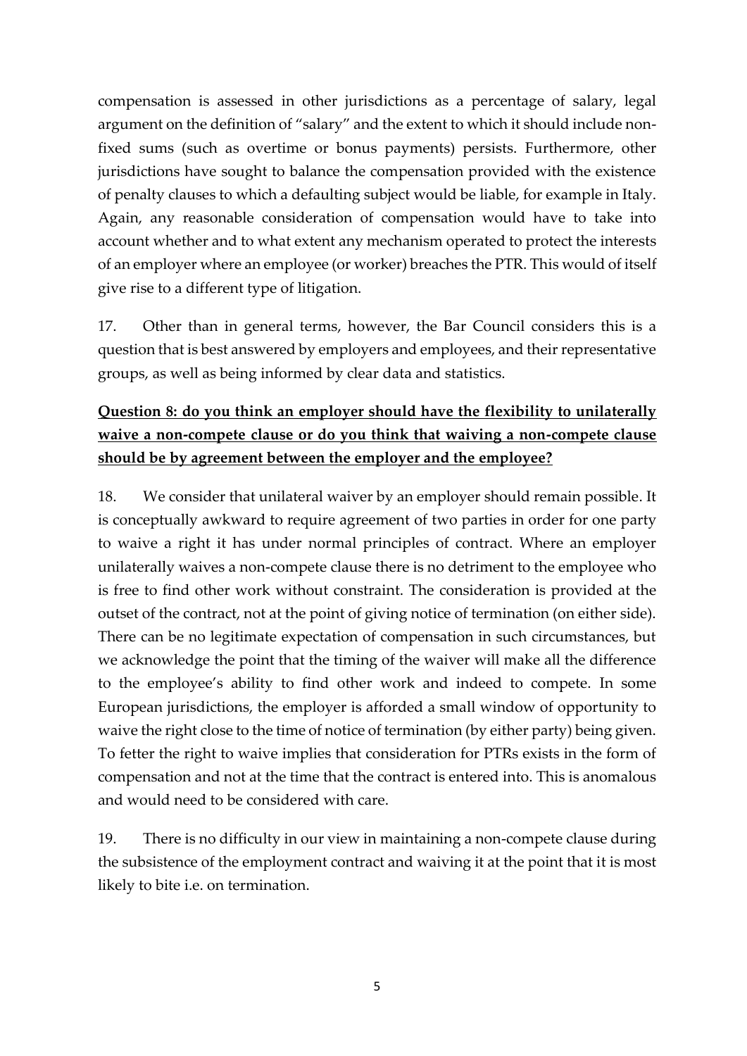compensation is assessed in other jurisdictions as a percentage of salary, legal argument on the definition of "salary" and the extent to which it should include non-fixed sums (such as overtime or bonus payments) persists. Furthermore, other jurisdictions have sought to balance the compensation provided with the existence of penalty clauses to which a defaulting subject would be liable, for example in Italy. Again, any reasonable consideration of compensation would have to take into account whether and to what extent any mechanism operated to protect the interests of an employer where an employee (or worker) breaches the PTR. This would of itself give rise to a different type of litigation.

17. Other than in general terms, however, the Bar Council considers this is a question that is best answered by employers and employees, and their representative groups, as well as being informed by clear data and statistics.

**<u>Question 8: do you think an employer should have the flexibility to unilaterally waive a non-compete clause or do you think that waiving a non-compete clause should be by agreement between the employer and the employee?</u>**

18. We consider that unilateral waiver by an employer should remain possible. It is conceptually awkward to require agreement of two parties in order for one party to waive a right it has under normal principles of contract. Where an employer unilaterally waives a non-compete clause there is no detriment to the employee who is free to find other work without constraint. The consideration is provided at the outset of the contract, not at the point of giving notice of termination (on either side). There can be no legitimate expectation of compensation in such circumstances, but we acknowledge the point that the timing of the waiver will make all the difference to the employee's ability to find other work and indeed to compete. In some European jurisdictions, the employer is afforded a small window of opportunity to waive the right close to the time of notice of termination (by either party) being given. To fetter the right to waive implies that consideration for PTRs exists in the form of compensation and not at the time that the contract is entered into. This is anomalous and would need to be considered with care.

19. There is no difficulty in our view in maintaining a non-compete clause during the subsistence of the employment contract and waiving it at the point that it is most likely to bite i.e. on termination.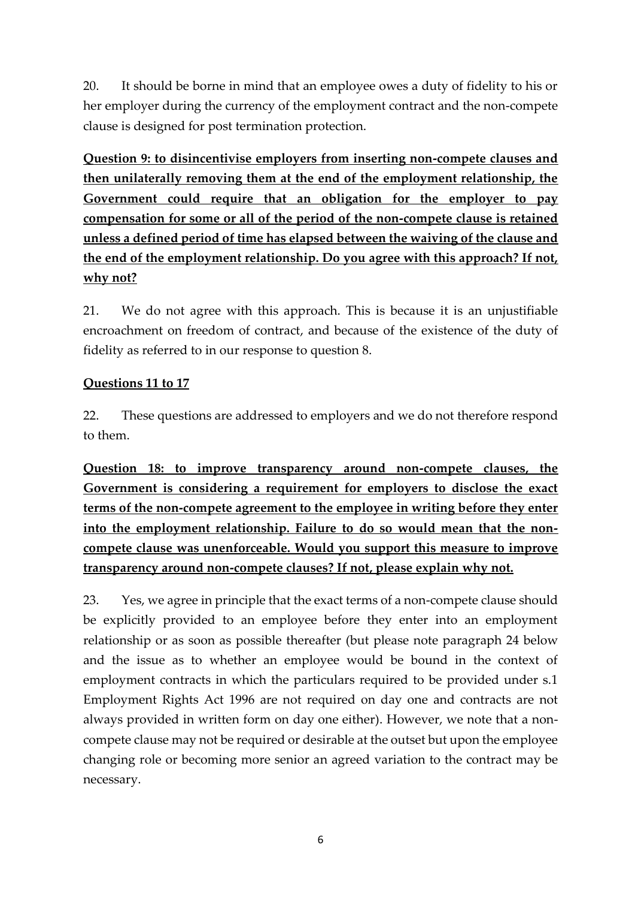20. It should be borne in mind that an employee owes a duty of fidelity to his or her employer during the currency of the employment contract and the non-compete clause is designed for post termination protection.

**Question 9: to disincentivise employers from inserting non-compete clauses and then unilaterally removing them at the end of the employment relationship, the Government could require that an obligation for the employer to pay compensation for some or all of the period of the non-compete clause is retained unless a defined period of time has elapsed between the waiving of the clause and the end of the employment relationship. Do you agree with this approach? If not, why not?**

21. We do not agree with this approach. This is because it is an unjustifiable encroachment on freedom of contract, and because of the existence of the duty of fidelity as referred to in our response to question 8.

**Questions 11 to 17**

22. These questions are addressed to employers and we do not therefore respond to them.

**Question 18: to improve transparency around non-compete clauses, the Government is considering a requirement for employers to disclose the exact terms of the non-compete agreement to the employee in writing before they enter into the employment relationship. Failure to do so would mean that the non-compete clause was unenforceable. Would you support this measure to improve transparency around non-compete clauses? If not, please explain why not.**

23. Yes, we agree in principle that the exact terms of a non-compete clause should be explicitly provided to an employee before they enter into an employment relationship or as soon as possible thereafter (but please note paragraph 24 below and the issue as to whether an employee would be bound in the context of employment contracts in which the particulars required to be provided under s.1 Employment Rights Act 1996 are not required on day one and contracts are not always provided in written form on day one either). However, we note that a non-compete clause may not be required or desirable at the outset but upon the employee changing role or becoming more senior an agreed variation to the contract may be necessary.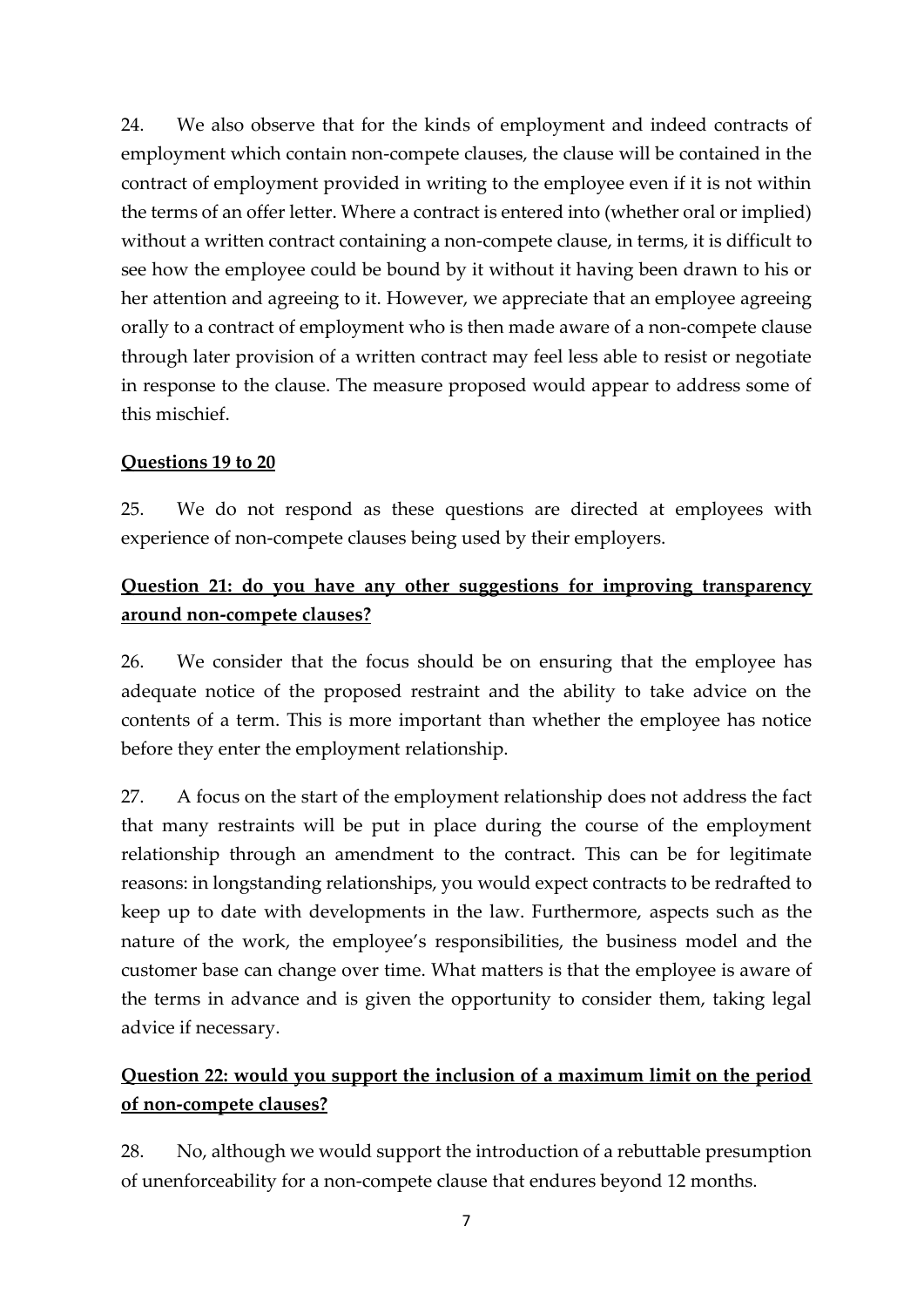24. We also observe that for the kinds of employment and indeed contracts of employment which contain non-compete clauses, the clause will be contained in the contract of employment provided in writing to the employee even if it is not within the terms of an offer letter. Where a contract is entered into (whether oral or implied) without a written contract containing a non-compete clause, in terms, it is difficult to see how the employee could be bound by it without it having been drawn to his or her attention and agreeing to it. However, we appreciate that an employee agreeing orally to a contract of employment who is then made aware of a non-compete clause through later provision of a written contract may feel less able to resist or negotiate in response to the clause. The measure proposed would appear to address some of this mischief.

**Questions 19 to 20**

25. We do not respond as these questions are directed at employees with experience of non-compete clauses being used by their employers.

**Question 21: do you have any other suggestions for improving transparency around non-compete clauses?**

26. We consider that the focus should be on ensuring that the employee has adequate notice of the proposed restraint and the ability to take advice on the contents of a term. This is more important than whether the employee has notice before they enter the employment relationship.

27. A focus on the start of the employment relationship does not address the fact that many restraints will be put in place during the course of the employment relationship through an amendment to the contract. This can be for legitimate reasons: in longstanding relationships, you would expect contracts to be redrafted to keep up to date with developments in the law. Furthermore, aspects such as the nature of the work, the employee's responsibilities, the business model and the customer base can change over time. What matters is that the employee is aware of the terms in advance and is given the opportunity to consider them, taking legal advice if necessary.

**Question 22: would you support the inclusion of a maximum limit on the period of non-compete clauses?**

28. No, although we would support the introduction of a rebuttable presumption of unenforceability for a non-compete clause that endures beyond 12 months.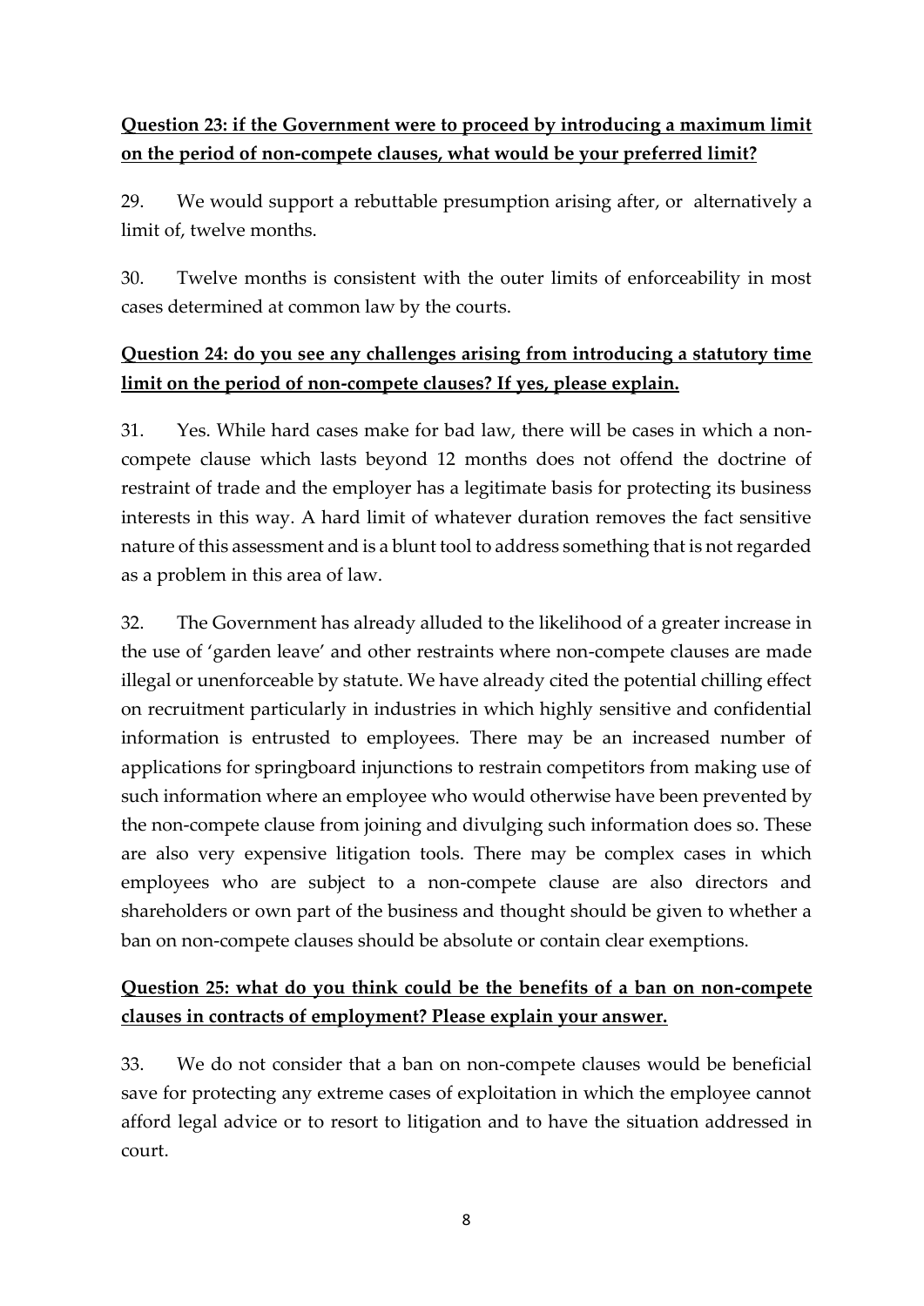**<u>Question 23: if the Government were to proceed by introducing a maximum limit on the period of non-compete clauses, what would be your preferred limit?</u>**

29. We would support a rebuttable presumption arising after, or alternatively a limit of, twelve months.

30. Twelve months is consistent with the outer limits of enforceability in most cases determined at common law by the courts.

**<u>Question 24: do you see any challenges arising from introducing a statutory time limit on the period of non-compete clauses? If yes, please explain.</u>**

31. Yes. While hard cases make for bad law, there will be cases in which a non-compete clause which lasts beyond 12 months does not offend the doctrine of restraint of trade and the employer has a legitimate basis for protecting its business interests in this way. A hard limit of whatever duration removes the fact sensitive nature of this assessment and is a blunt tool to address something that is not regarded as a problem in this area of law.

32. The Government has already alluded to the likelihood of a greater increase in the use of 'garden leave' and other restraints where non-compete clauses are made illegal or unenforceable by statute. We have already cited the potential chilling effect on recruitment particularly in industries in which highly sensitive and confidential information is entrusted to employees. There may be an increased number of applications for springboard injunctions to restrain competitors from making use of such information where an employee who would otherwise have been prevented by the non-compete clause from joining and divulging such information does so. These are also very expensive litigation tools. There may be complex cases in which employees who are subject to a non-compete clause are also directors and shareholders or own part of the business and thought should be given to whether a ban on non-compete clauses should be absolute or contain clear exemptions.

**<u>Question 25: what do you think could be the benefits of a ban on non-compete clauses in contracts of employment? Please explain your answer.</u>**

33. We do not consider that a ban on non-compete clauses would be beneficial save for protecting any extreme cases of exploitation in which the employee cannot afford legal advice or to resort to litigation and to have the situation addressed in court.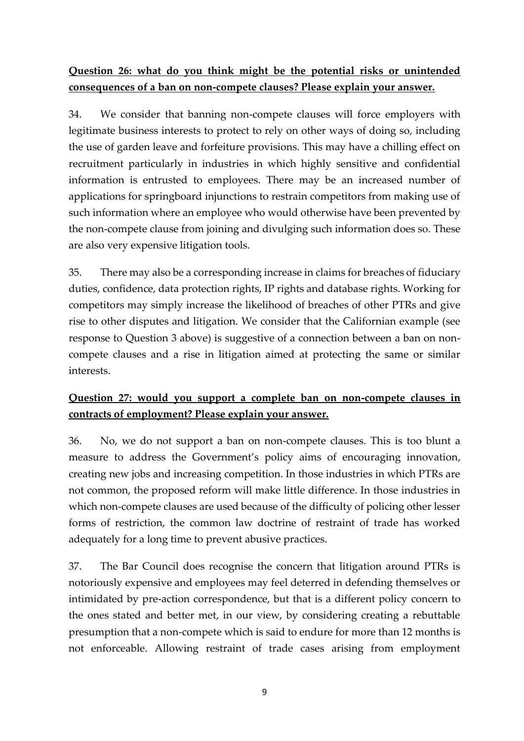**<u>Question 26: what do you think might be the potential risks or unintended consequences of a ban on non-compete clauses? Please explain your answer.</u>**

34. We consider that banning non-compete clauses will force employers with legitimate business interests to protect to rely on other ways of doing so, including the use of garden leave and forfeiture provisions. This may have a chilling effect on recruitment particularly in industries in which highly sensitive and confidential information is entrusted to employees. There may be an increased number of applications for springboard injunctions to restrain competitors from making use of such information where an employee who would otherwise have been prevented by the non-compete clause from joining and divulging such information does so. These are also very expensive litigation tools.

35. There may also be a corresponding increase in claims for breaches of fiduciary duties, confidence, data protection rights, IP rights and database rights. Working for competitors may simply increase the likelihood of breaches of other PTRs and give rise to other disputes and litigation. We consider that the Californian example (see response to Question 3 above) is suggestive of a connection between a ban on non-compete clauses and a rise in litigation aimed at protecting the same or similar interests.

**<u>Question 27: would you support a complete ban on non-compete clauses in contracts of employment? Please explain your answer.</u>**

36. No, we do not support a ban on non-compete clauses. This is too blunt a measure to address the Government's policy aims of encouraging innovation, creating new jobs and increasing competition. In those industries in which PTRs are not common, the proposed reform will make little difference. In those industries in which non-compete clauses are used because of the difficulty of policing other lesser forms of restriction, the common law doctrine of restraint of trade has worked adequately for a long time to prevent abusive practices.

37. The Bar Council does recognise the concern that litigation around PTRs is notoriously expensive and employees may feel deterred in defending themselves or intimidated by pre-action correspondence, but that is a different policy concern to the ones stated and better met, in our view, by considering creating a rebuttable presumption that a non-compete which is said to endure for more than 12 months is not enforceable. Allowing restraint of trade cases arising from employment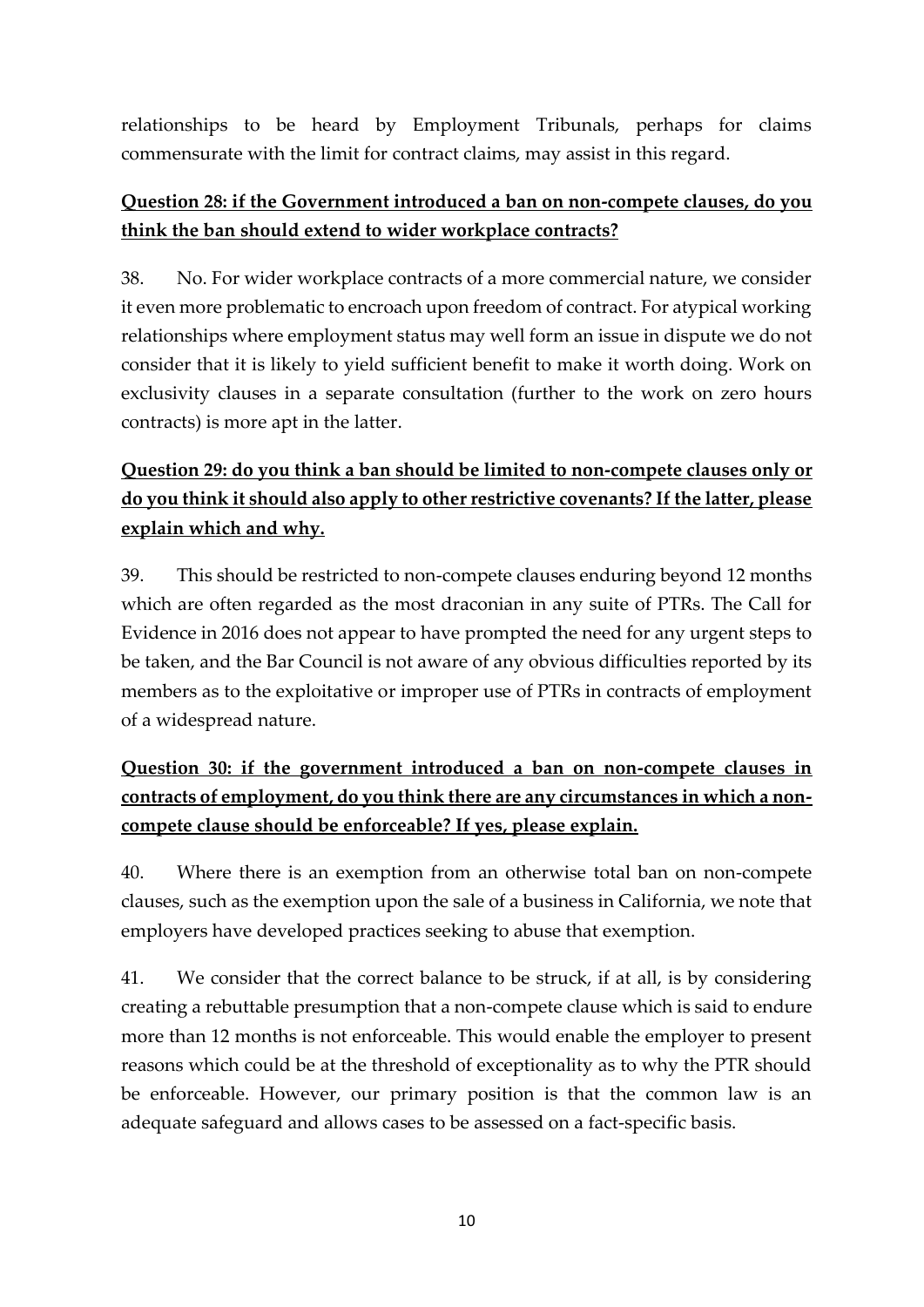relationships to be heard by Employment Tribunals, perhaps for claims commensurate with the limit for contract claims, may assist in this regard.

**<u>Question 28: if the Government introduced a ban on non-compete clauses, do you think the ban should extend to wider workplace contracts?</u>**

38. No. For wider workplace contracts of a more commercial nature, we consider it even more problematic to encroach upon freedom of contract. For atypical working relationships where employment status may well form an issue in dispute we do not consider that it is likely to yield sufficient benefit to make it worth doing. Work on exclusivity clauses in a separate consultation (further to the work on zero hours contracts) is more apt in the latter.

**<u>Question 29: do you think a ban should be limited to non-compete clauses only or do you think it should also apply to other restrictive covenants? If the latter, please explain which and why.</u>**

39. This should be restricted to non-compete clauses enduring beyond 12 months which are often regarded as the most draconian in any suite of PTRs. The Call for Evidence in 2016 does not appear to have prompted the need for any urgent steps to be taken, and the Bar Council is not aware of any obvious difficulties reported by its members as to the exploitative or improper use of PTRs in contracts of employment of a widespread nature.

**<u>Question 30: if the government introduced a ban on non-compete clauses in contracts of employment, do you think there are any circumstances in which a non-compete clause should be enforceable? If yes, please explain.</u>**

40. Where there is an exemption from an otherwise total ban on non-compete clauses, such as the exemption upon the sale of a business in California, we note that employers have developed practices seeking to abuse that exemption.

41. We consider that the correct balance to be struck, if at all, is by considering creating a rebuttable presumption that a non-compete clause which is said to endure more than 12 months is not enforceable. This would enable the employer to present reasons which could be at the threshold of exceptionality as to why the PTR should be enforceable. However, our primary position is that the common law is an adequate safeguard and allows cases to be assessed on a fact-specific basis.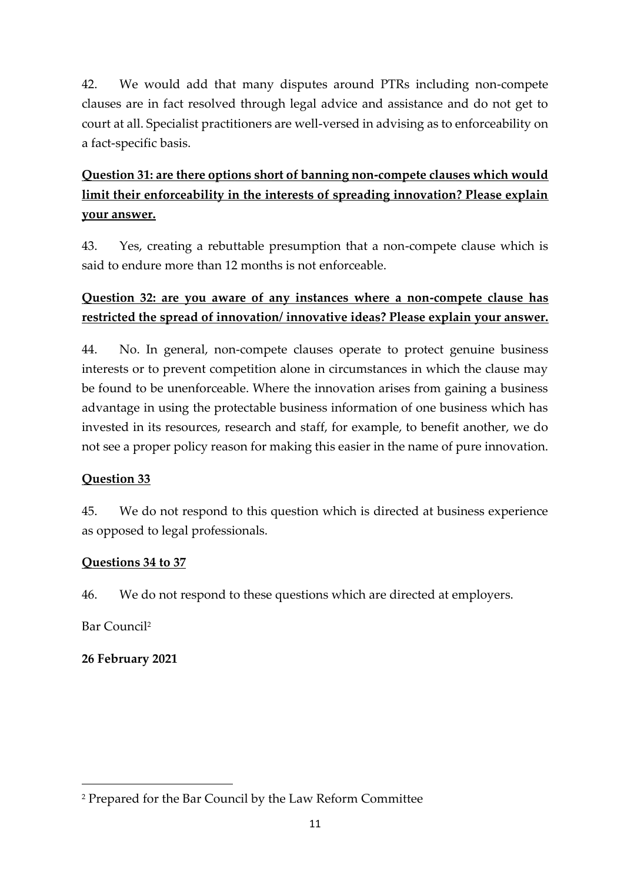42. We would add that many disputes around PTRs including non-compete clauses are in fact resolved through legal advice and assistance and do not get to court at all. Specialist practitioners are well-versed in advising as to enforceability on a fact-specific basis.

**Question 31: are there options short of banning non-compete clauses which would limit their enforceability in the interests of spreading innovation? Please explain your answer.**

43. Yes, creating a rebuttable presumption that a non-compete clause which is said to endure more than 12 months is not enforceable.

**Question 32: are you aware of any instances where a non-compete clause has restricted the spread of innovation/ innovative ideas? Please explain your answer.**

44. No. In general, non-compete clauses operate to protect genuine business interests or to prevent competition alone in circumstances in which the clause may be found to be unenforceable. Where the innovation arises from gaining a business advantage in using the protectable business information of one business which has invested in its resources, research and staff, for example, to benefit another, we do not see a proper policy reason for making this easier in the name of pure innovation.

**Question 33**

45. We do not respond to this question which is directed at business experience as opposed to legal professionals.

**Questions 34 to 37**

46. We do not respond to these questions which are directed at employers.

Bar Council[2]

**26 February 2021**

---

[2] Prepared for the Bar Council by the Law Reform Committee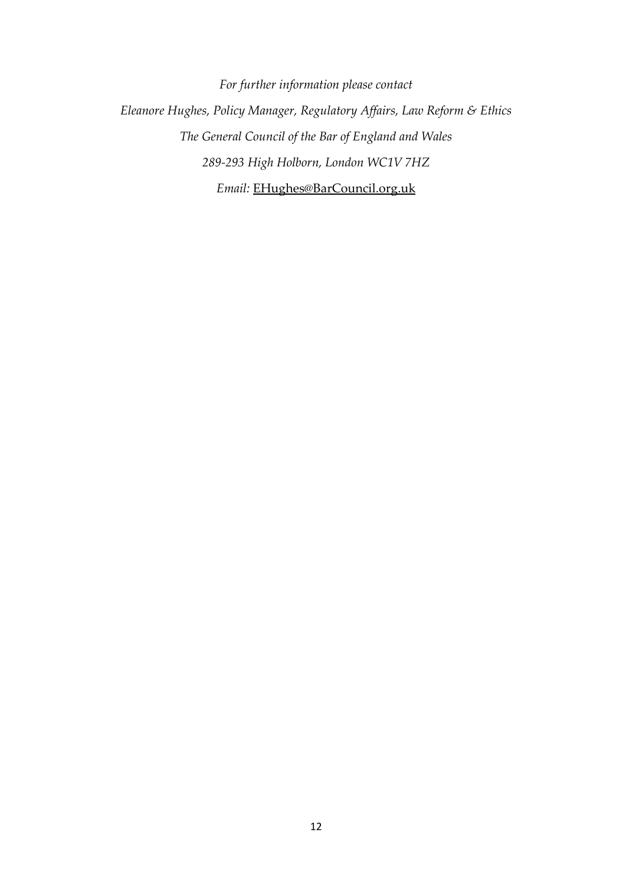*For further information please contact*

*Eleanore Hughes, Policy Manager, Regulatory Affairs, Law Reform & Ethics*

*The General Council of the Bar of England and Wales*

*289-293 High Holborn, London WC1V 7HZ*

*Email:* EHughes@BarCouncil.org.uk